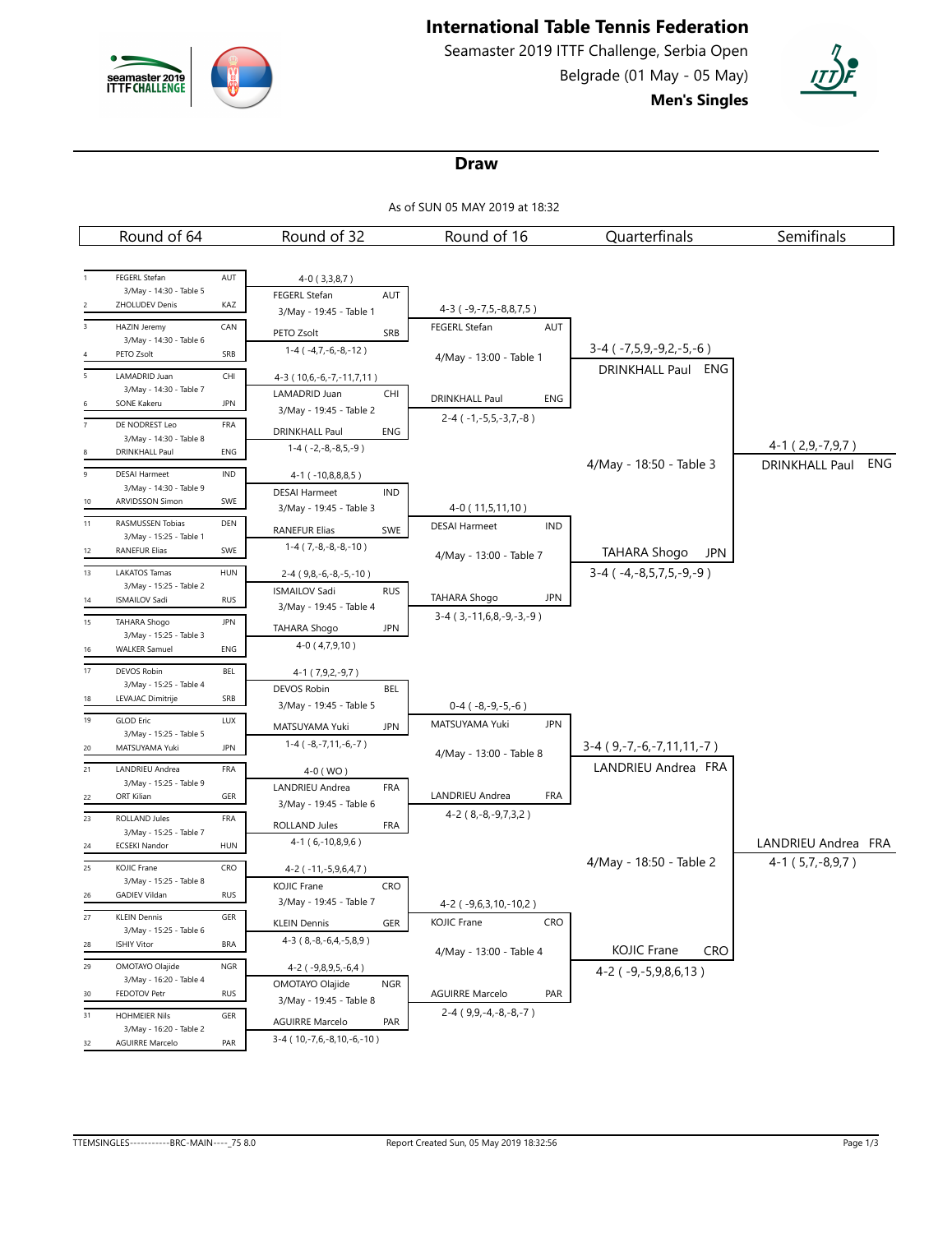# International Table Tennis Federation

Seamaster 2019 ITTF Challenge, Serbia Open

Belgrade (01 May - 05 May)

**Men's Singles**

## Draw

As of SUN 05 MAY 2019 at 18:32

### Round of 64

| # | Player | Assoc. | Match |
|---|---|---|---|
| 1 | FEGERL Stefan | AUT | 3/May - 14:30 - Table 5 |
| 2 | ZHOLUDEV Denis | KAZ | |
| 3 | HAZIN Jeremy | CAN | 3/May - 14:30 - Table 6 |
| 4 | PETO Zsolt | SRB | |
| 5 | LAMADRID Juan | CHI | 3/May - 14:30 - Table 7 |
| 6 | SONE Kakeru | JPN | |
| 7 | DE NODREST Leo | FRA | 3/May - 14:30 - Table 8 |
| 8 | DRINKHALL Paul | ENG | |
| 9 | DESAI Harmeet | IND | 3/May - 14:30 - Table 9 |
| 10 | ARVIDSSON Simon | SWE | |
| 11 | RASMUSSEN Tobias | DEN | 3/May - 15:25 - Table 1 |
| 12 | RANEFUR Elias | SWE | |
| 13 | LAKATOS Tamas | HUN | 3/May - 15:25 - Table 2 |
| 14 | ISMAILOV Sadi | RUS | |
| 15 | TAHARA Shogo | JPN | 3/May - 15:25 - Table 3 |
| 16 | WALKER Samuel | ENG | |
| 17 | DEVOS Robin | BEL | 3/May - 15:25 - Table 4 |
| 18 | LEVAJAC Dimitrije | SRB | |
| 19 | GLOD Eric | LUX | 3/May - 15:25 - Table 5 |
| 20 | MATSUYAMA Yuki | JPN | |
| 21 | LANDRIEU Andrea | FRA | 3/May - 15:25 - Table 9 |
| 22 | ORT Kilian | GER | |
| 23 | ROLLAND Jules | FRA | 3/May - 15:25 - Table 7 |
| 24 | ECSEKI Nandor | HUN | |
| 25 | KOJIC Frane | CRO | 3/May - 15:25 - Table 8 |
| 26 | GADIEV Vildan | RUS | |
| 27 | KLEIN Dennis | GER | 3/May - 15:25 - Table 6 |
| 28 | ISHIY Vitor | BRA | |
| 29 | OMOTAYO Olajide | NGR | 3/May - 16:20 - Table 4 |
| 30 | FEDOTOV Petr | RUS | |
| 31 | HOHMEIER Nils | GER | 3/May - 16:20 - Table 2 |
| 32 | AGUIRRE Marcelo | PAR | |

### Round of 32

| Winner | Assoc. | Score | Next Match |
|---|---|---|---|
| FEGERL Stefan | AUT | 4-0 ( 3,3,8,7 ) | 3/May - 19:45 - Table 1 |
| PETO Zsolt | SRB | 1-4 ( -4,7,-6,-8,-12 ) | |
| LAMADRID Juan | CHI | 4-3 ( 10,6,-6,-7,-11,7,11 ) | 3/May - 19:45 - Table 2 |
| DRINKHALL Paul | ENG | 1-4 ( -2,-8,-8,5,-9 ) | |
| DESAI Harmeet | IND | 4-1 ( -10,8,8,8,5 ) | 3/May - 19:45 - Table 3 |
| RANEFUR Elias | SWE | 1-4 ( 7,-8,-8,-8,-10 ) | |
| ISMAILOV Sadi | RUS | 2-4 ( 9,8,-6,-8,-5,-10 ) | 3/May - 19:45 - Table 4 |
| TAHARA Shogo | JPN | 4-0 ( 4,7,9,10 ) | |
| DEVOS Robin | BEL | 4-1 ( 7,9,2,-9,7 ) | 3/May - 19:45 - Table 5 |
| MATSUYAMA Yuki | JPN | 1-4 ( -8,-7,11,-6,-7 ) | |
| LANDRIEU Andrea | FRA | 4-0 ( WO ) | 3/May - 19:45 - Table 6 |
| ROLLAND Jules | FRA | 4-1 ( 6,-10,8,9,6 ) | |
| KOJIC Frane | CRO | 4-2 ( -11,-5,9,6,4,7 ) | 3/May - 19:45 - Table 7 |
| KLEIN Dennis | GER | 4-3 ( 8,-8,-6,4,-5,8,9 ) | |
| OMOTAYO Olajide | NGR | 4-2 ( -9,8,9,5,-6,4 ) | 3/May - 19:45 - Table 8 |
| AGUIRRE Marcelo | PAR | 3-4 ( 10,-7,6,-8,10,-6,-10 ) | |

### Round of 16

| Winner | Assoc. | Score | Next Match |
|---|---|---|---|
| FEGERL Stefan | AUT | 4-3 ( -9,-7,5,-8,8,7,5 ) | 4/May - 13:00 - Table 1 |
| DRINKHALL Paul | ENG | 2-4 ( -1,-5,5,-3,7,-8 ) | |
| DESAI Harmeet | IND | 4-0 ( 11,5,11,10 ) | 4/May - 13:00 - Table 7 |
| TAHARA Shogo | JPN | 3-4 ( 3,-11,6,8,-9,-3,-9 ) | |
| MATSUYAMA Yuki | JPN | 0-4 ( -8,-9,-5,-6 ) | 4/May - 13:00 - Table 8 |
| LANDRIEU Andrea | FRA | 4-2 ( 8,-8,-9,7,3,2 ) | |
| KOJIC Frane | CRO | 4-2 ( -9,6,3,10,-10,2 ) | 4/May - 13:00 - Table 4 |
| AGUIRRE Marcelo | PAR | 2-4 ( 9,9,-4,-8,-8,-7 ) | |

### Quarterfinals

| Winner | Assoc. | Score | Next Match |
|---|---|---|---|
| DRINKHALL Paul | ENG | 3-4 ( -7,5,9,-9,2,-5,-6 ) | 4/May - 18:50 - Table 3 |
| TAHARA Shogo | JPN | 3-4 ( -4,-8,5,7,5,-9,-9 ) | |
| LANDRIEU Andrea | FRA | 3-4 ( 9,-7,-6,-7,11,11,-7 ) | 4/May - 18:50 - Table 2 |
| KOJIC Frane | CRO | 4-2 ( -9,-5,9,8,6,13 ) | |

### Semifinals

| Winner | Assoc. | Score |
|---|---|---|
| DRINKHALL Paul | ENG | 4-1 ( 2,9,-7,9,7 ) |
| LANDRIEU Andrea | FRA | 4-1 ( 5,7,-8,9,7 ) |

TTEMSINGLES-----------BRC-MAIN----_75 8.0 Report Created Sun, 05 May 2019 18:32:56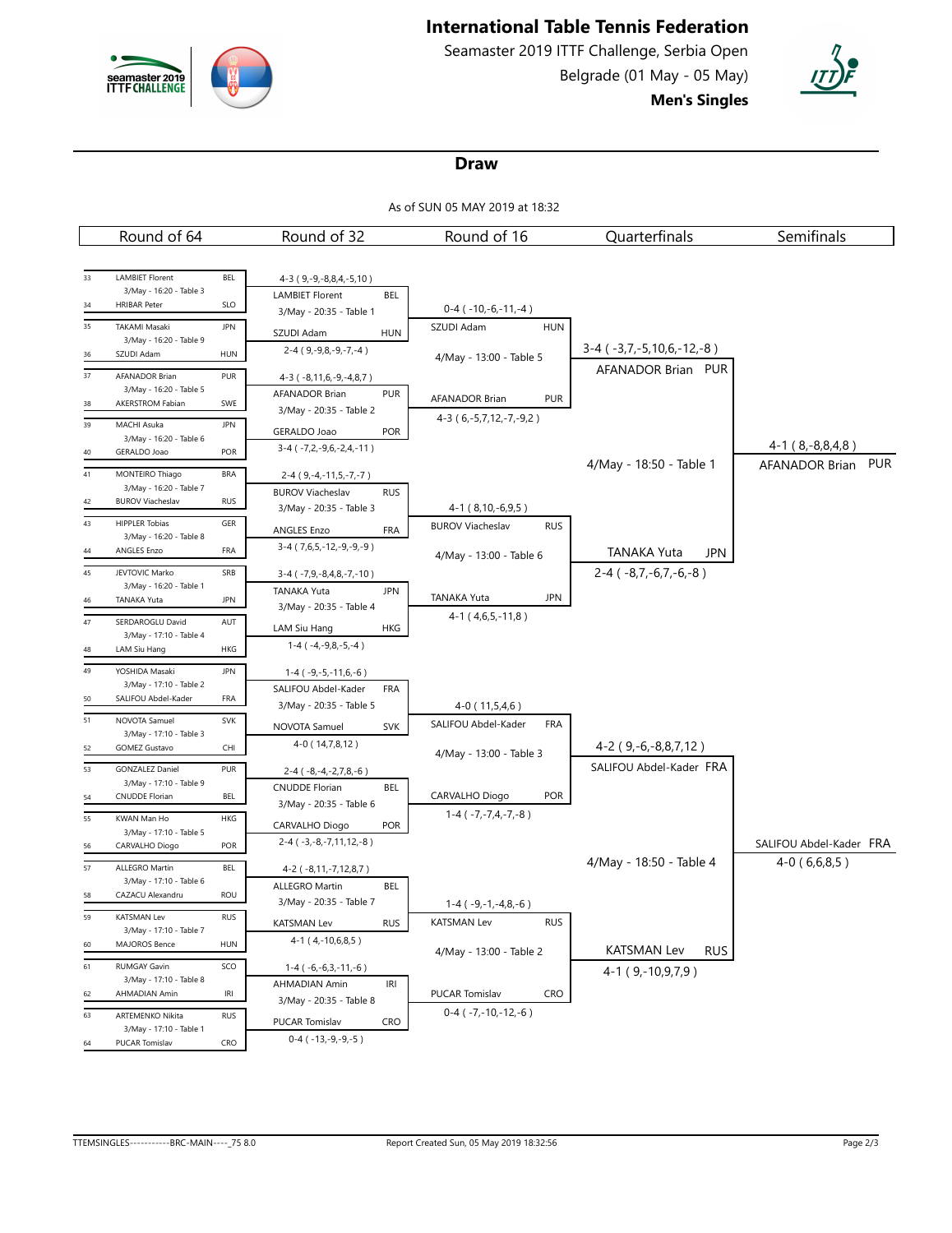# International Table Tennis Federation

Seamaster 2019 ITTF Challenge, Serbia Open

Belgrade (01 May - 05 May)

**Men's Singles**

## Draw

As of SUN 05 MAY 2019 at 18:32

### Round of 64

| # | Player | Assoc | Match |
|---|---|---|---|
| 33 | LAMBIET Florent | BEL | 3/May - 16:20 - Table 3 |
| 34 | HRIBAR Peter | SLO | |
| 35 | TAKAMI Masaki | JPN | 3/May - 16:20 - Table 9 |
| 36 | SZUDI Adam | HUN | |
| 37 | AFANADOR Brian | PUR | 3/May - 16:20 - Table 5 |
| 38 | AKERSTROM Fabian | SWE | |
| 39 | MACHI Asuka | JPN | 3/May - 16:20 - Table 6 |
| 40 | GERALDO Joao | POR | |
| 41 | MONTEIRO Thiago | BRA | 3/May - 16:20 - Table 7 |
| 42 | BUROV Viacheslav | RUS | |
| 43 | HIPPLER Tobias | GER | 3/May - 16:20 - Table 8 |
| 44 | ANGLES Enzo | FRA | |
| 45 | JEVTOVIC Marko | SRB | 3/May - 16:20 - Table 1 |
| 46 | TANAKA Yuta | JPN | |
| 47 | SERDAROGLU David | AUT | 3/May - 17:10 - Table 4 |
| 48 | LAM Siu Hang | HKG | |
| 49 | YOSHIDA Masaki | JPN | 3/May - 17:10 - Table 2 |
| 50 | SALIFOU Abdel-Kader | FRA | |
| 51 | NOVOTA Samuel | SVK | 3/May - 17:10 - Table 3 |
| 52 | GOMEZ Gustavo | CHI | |
| 53 | GONZALEZ Daniel | PUR | 3/May - 17:10 - Table 9 |
| 54 | CNUDDE Florian | BEL | |
| 55 | KWAN Man Ho | HKG | 3/May - 17:10 - Table 5 |
| 56 | CARVALHO Diogo | POR | |
| 57 | ALLEGRO Martin | BEL | 3/May - 17:10 - Table 6 |
| 58 | CAZACU Alexandru | ROU | |
| 59 | KATSMAN Lev | RUS | 3/May - 17:10 - Table 7 |
| 60 | MAJOROS Bence | HUN | |
| 61 | RUMGAY Gavin | SCO | 3/May - 17:10 - Table 8 |
| 62 | AHMADIAN Amin | IRI | |
| 63 | ARTEMENKO Nikita | RUS | 3/May - 17:10 - Table 1 |
| 64 | PUCAR Tomislav | CRO | |

### Round of 32

| Winner | Assoc | Score | Next match |
|---|---|---|---|
| LAMBIET Florent | BEL | 4-3 ( 9,-9,-8,8,4,-5,10 ) | 3/May - 20:35 - Table 1 |
| SZUDI Adam | HUN | 2-4 ( 9,-9,8,-9,-7,-4 ) | |
| AFANADOR Brian | PUR | 4-3 ( -8,11,6,-9,-4,8,7 ) | 3/May - 20:35 - Table 2 |
| GERALDO Joao | POR | 3-4 ( -7,2,-9,6,-2,4,-11 ) | |
| BUROV Viacheslav | RUS | 2-4 ( 9,-4,-11,5,-7,-7 ) | 3/May - 20:35 - Table 3 |
| ANGLES Enzo | FRA | 3-4 ( 7,6,5,-12,-9,-9,-9 ) | |
| TANAKA Yuta | JPN | 3-4 ( -7,9,-8,4,8,-7,-10 ) | 3/May - 20:35 - Table 4 |
| LAM Siu Hang | HKG | 1-4 ( -4,-9,8,-5,-4 ) | |
| SALIFOU Abdel-Kader | FRA | 1-4 ( -9,-5,-11,6,-6 ) | 3/May - 20:35 - Table 5 |
| NOVOTA Samuel | SVK | 4-0 ( 14,7,8,12 ) | |
| CNUDDE Florian | BEL | 2-4 ( -8,-4,-2,7,8,-6 ) | 3/May - 20:35 - Table 6 |
| CARVALHO Diogo | POR | 2-4 ( -3,-8,-7,11,12,-8 ) | |
| ALLEGRO Martin | BEL | 4-2 ( -8,11,-7,12,8,7 ) | 3/May - 20:35 - Table 7 |
| KATSMAN Lev | RUS | 4-1 ( 4,-10,6,8,5 ) | |
| AHMADIAN Amin | IRI | 1-4 ( -6,-6,3,-11,-6 ) | 3/May - 20:35 - Table 8 |
| PUCAR Tomislav | CRO | 0-4 ( -13,-9,-9,-5 ) | |

### Round of 16

| Winner | Assoc | Score | Next match |
|---|---|---|---|
| SZUDI Adam | HUN | 0-4 ( -10,-6,-11,-4 ) | 4/May - 13:00 - Table 5 |
| AFANADOR Brian | PUR | 4-3 ( 6,-5,7,12,-7,-9,2 ) | |
| BUROV Viacheslav | RUS | 4-1 ( 8,10,-6,9,5 ) | 4/May - 13:00 - Table 6 |
| TANAKA Yuta | JPN | 4-1 ( 4,6,5,-11,8 ) | |
| SALIFOU Abdel-Kader | FRA | 4-0 ( 11,5,4,6 ) | 4/May - 13:00 - Table 3 |
| CARVALHO Diogo | POR | 1-4 ( -7,-7,4,-7,-8 ) | |
| KATSMAN Lev | RUS | 1-4 ( -9,-1,-4,8,-6 ) | 4/May - 13:00 - Table 2 |
| PUCAR Tomislav | CRO | 0-4 ( -7,-10,-12,-6 ) | |

### Quarterfinals

| Winner | Assoc | Score | Next match |
|---|---|---|---|
| AFANADOR Brian | PUR | 3-4 ( -3,7,-5,10,6,-12,-8 ) | 4/May - 18:50 - Table 1 |
| TANAKA Yuta | JPN | 2-4 ( -8,7,-6,7,-6,-8 ) | |
| SALIFOU Abdel-Kader | FRA | 4-2 ( 9,-6,-8,8,7,12 ) | 4/May - 18:50 - Table 4 |
| KATSMAN Lev | RUS | 4-1 ( 9,-10,9,7,9 ) | |

### Semifinals

| Winner | Assoc | Score |
|---|---|---|
| AFANADOR Brian | PUR | 4-1 ( 8,-8,8,4,8 ) |
| SALIFOU Abdel-Kader | FRA | 4-0 ( 6,6,8,5 ) |

TTEMSINGLES-----------BRC-MAIN----_75 8.0 | Report Created Sun, 05 May 2019 18:32:56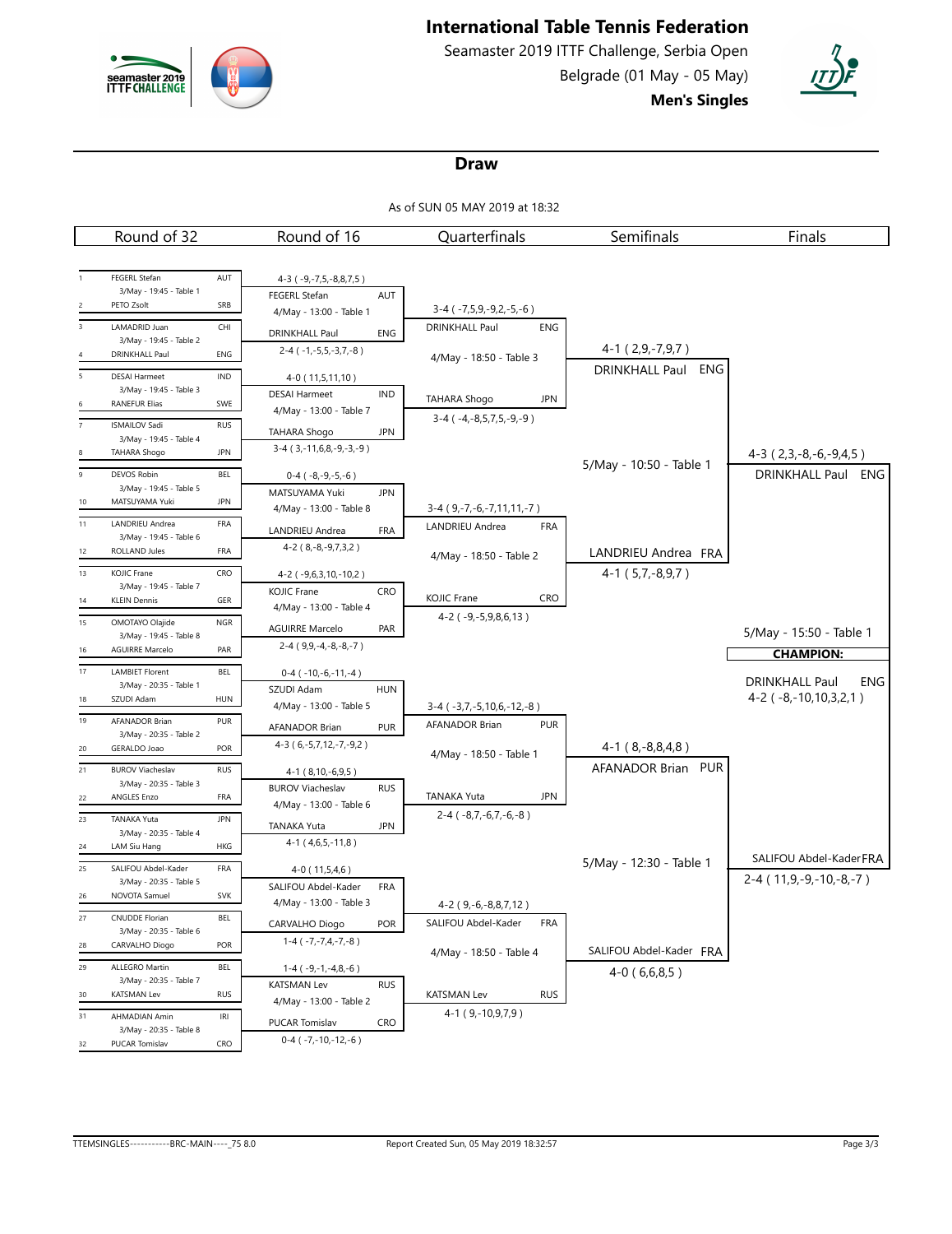# International Table Tennis Federation

Seamaster 2019 ITTF Challenge, Serbia Open

Belgrade (01 May - 05 May)

**Men's Singles**

## Draw

As of SUN 05 MAY 2019 at 18:32

### Round of 32

| # | Player | Assoc. | Match |
|---|---|---|---|
| 1 | FEGERL Stefan | AUT | 3/May - 19:45 - Table 1 |
| 2 | PETO Zsolt | SRB | |
| 3 | LAMADRID Juan | CHI | 3/May - 19:45 - Table 2 |
| 4 | DRINKHALL Paul | ENG | |
| 5 | DESAI Harmeet | IND | 3/May - 19:45 - Table 3 |
| 6 | RANEFUR Elias | SWE | |
| 7 | ISMAILOV Sadi | RUS | 3/May - 19:45 - Table 4 |
| 8 | TAHARA Shogo | JPN | |
| 9 | DEVOS Robin | BEL | 3/May - 19:45 - Table 5 |
| 10 | MATSUYAMA Yuki | JPN | |
| 11 | LANDRIEU Andrea | FRA | 3/May - 19:45 - Table 6 |
| 12 | ROLLAND Jules | FRA | |
| 13 | KOJIC Frane | CRO | 3/May - 19:45 - Table 7 |
| 14 | KLEIN Dennis | GER | |
| 15 | OMOTAYO Olajide | NGR | 3/May - 19:45 - Table 8 |
| 16 | AGUIRRE Marcelo | PAR | |
| 17 | LAMBIET Florent | BEL | 3/May - 20:35 - Table 1 |
| 18 | SZUDI Adam | HUN | |
| 19 | AFANADOR Brian | PUR | 3/May - 20:35 - Table 2 |
| 20 | GERALDO Joao | POR | |
| 21 | BUROV Viacheslav | RUS | 3/May - 20:35 - Table 3 |
| 22 | ANGLES Enzo | FRA | |
| 23 | TANAKA Yuta | JPN | 3/May - 20:35 - Table 4 |
| 24 | LAM Siu Hang | HKG | |
| 25 | SALIFOU Abdel-Kader | FRA | 3/May - 20:35 - Table 5 |
| 26 | NOVOTA Samuel | SVK | |
| 27 | CNUDDE Florian | BEL | 3/May - 20:35 - Table 6 |
| 28 | CARVALHO Diogo | POR | |
| 29 | ALLEGRO Martin | BEL | 3/May - 20:35 - Table 7 |
| 30 | KATSMAN Lev | RUS | |
| 31 | AHMADIAN Amin | IRI | 3/May - 20:35 - Table 8 |
| 32 | PUCAR Tomislav | CRO | |

### Round of 16

| Winner | Assoc. | Score | Match |
|---|---|---|---|
| FEGERL Stefan | AUT | 4-3 ( -9,-7,5,-8,8,7,5 ) | 4/May - 13:00 - Table 1 |
| DRINKHALL Paul | ENG | 2-4 ( -1,-5,5,-3,7,-8 ) | |
| DESAI Harmeet | IND | 4-0 ( 11,5,11,10 ) | 4/May - 13:00 - Table 7 |
| TAHARA Shogo | JPN | 3-4 ( 3,-11,6,8,-9,-3,-9 ) | |
| MATSUYAMA Yuki | JPN | 0-4 ( -8,-9,-5,-6 ) | 4/May - 13:00 - Table 8 |
| LANDRIEU Andrea | FRA | 4-2 ( 8,-8,-9,7,3,2 ) | |
| KOJIC Frane | CRO | 4-2 ( -9,6,3,10,-10,2 ) | 4/May - 13:00 - Table 4 |
| AGUIRRE Marcelo | PAR | 2-4 ( 9,9,-4,-8,-8,-7 ) | |
| SZUDI Adam | HUN | 0-4 ( -10,-6,-11,-4 ) | 4/May - 13:00 - Table 5 |
| AFANADOR Brian | PUR | 4-3 ( 6,-5,7,12,-7,-9,2 ) | |
| BUROV Viacheslav | RUS | 4-1 ( 8,10,-6,9,5 ) | 4/May - 13:00 - Table 6 |
| TANAKA Yuta | JPN | 4-1 ( 4,6,5,-11,8 ) | |
| SALIFOU Abdel-Kader | FRA | 4-0 ( 11,5,4,6 ) | 4/May - 13:00 - Table 3 |
| CARVALHO Diogo | POR | 1-4 ( -7,-7,4,-7,-8 ) | |
| KATSMAN Lev | RUS | 1-4 ( -9,-1,-4,8,-6 ) | 4/May - 13:00 - Table 2 |
| PUCAR Tomislav | CRO | 0-4 ( -7,-10,-12,-6 ) | |

### Quarterfinals

| Winner | Assoc. | Score | Match |
|---|---|---|---|
| DRINKHALL Paul | ENG | 3-4 ( -7,5,9,-9,2,-5,-6 ) | 4/May - 18:50 - Table 3 |
| TAHARA Shogo | JPN | 3-4 ( -4,-8,5,7,5,-9,-9 ) | |
| LANDRIEU Andrea | FRA | 3-4 ( 9,-7,-6,-7,11,11,-7 ) | 4/May - 18:50 - Table 2 |
| KOJIC Frane | CRO | 4-2 ( -9,-5,9,8,6,13 ) | |
| AFANADOR Brian | PUR | 3-4 ( -3,7,-5,10,6,-12,-8 ) | 4/May - 18:50 - Table 1 |
| TANAKA Yuta | JPN | 2-4 ( -8,7,-6,7,-6,-8 ) | |
| SALIFOU Abdel-Kader | FRA | 4-2 ( 9,-6,-8,8,7,12 ) | 4/May - 18:50 - Table 4 |
| KATSMAN Lev | RUS | 4-1 ( 9,-10,9,7,9 ) | |

### Semifinals

| Winner | Assoc. | Score | Match |
|---|---|---|---|
| DRINKHALL Paul | ENG | 4-1 ( 2,9,-7,9,7 ) | 5/May - 10:50 - Table 1 |
| LANDRIEU Andrea | FRA | 4-1 ( 5,7,-8,9,7 ) | |
| AFANADOR Brian | PUR | 4-1 ( 8,-8,8,4,8 ) | 5/May - 12:30 - Table 1 |
| SALIFOU Abdel-Kader | FRA | 4-0 ( 6,6,8,5 ) | |

### Finals

| Winner | Assoc. | Score | Match |
|---|---|---|---|
| DRINKHALL Paul | ENG | 4-3 ( 2,3,-8,-6,-9,4,5 ) | 5/May - 15:50 - Table 1 |
| SALIFOU Abdel-Kader | FRA | 2-4 ( 11,9,-9,-10,-8,-7 ) | |

**CHAMPION:**

DRINKHALL Paul ENG

4-2 ( -8,-10,10,3,2,1 )

TTEMSINGLES-----------BRC-MAIN----_75 8.0 Report Created Sun, 05 May 2019 18:32:57